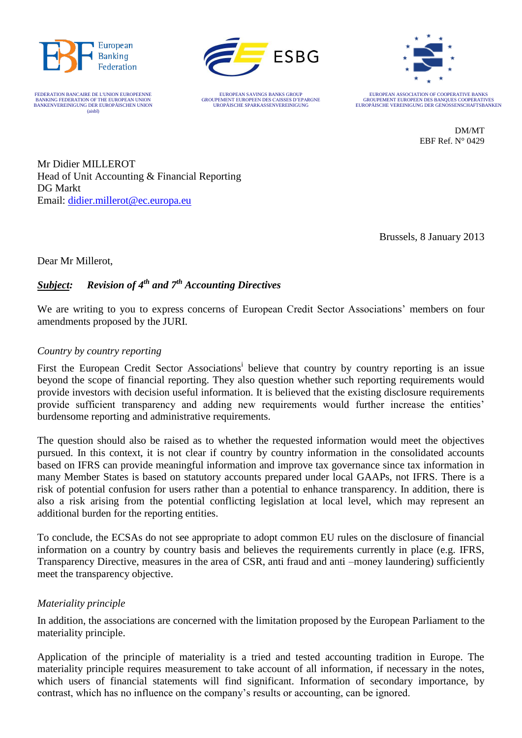European Banking Federation

FEDERATION BANCAIRE DE L'UNION EUROPEENNE
BANKING FEDERATION OF THE EUROPEAN UNION
BANKENVEREINIGUNG DER EUROPÄISCHEN UNION
(aisbl)

ESBG

EUROPEAN SAVINGS BANKS GROUP
GROUPEMENT EUROPEEN DES CAISSES D'EPARGNE
UROPÄISCHE SPARKASSENVEREINIGUNG

EUROPEAN ASSOCIATION OF COOPERATIVE BANKS
GROUPEMENT EUROPEEN DES BANQUES COOPERATIVES
EUROPÄISCHE VEREINIGUNG DER GENOSSENSCHAFTSBANKEN

DM/MT
EBF Ref. N° 0429

Mr Didier MILLEROT
Head of Unit Accounting & Financial Reporting
DG Markt
Email: didier.millerot@ec.europa.eu

Brussels, 8 January 2013

Dear Mr Millerot,

***Subject:*** ***Revision of 4th and 7th Accounting Directives***

We are writing to you to express concerns of European Credit Sector Associations' members on four amendments proposed by the JURI.

*Country by country reporting*

First the European Credit Sector Associations[i] believe that country by country reporting is an issue beyond the scope of financial reporting. They also question whether such reporting requirements would provide investors with decision useful information. It is believed that the existing disclosure requirements provide sufficient transparency and adding new requirements would further increase the entities' burdensome reporting and administrative requirements.

The question should also be raised as to whether the requested information would meet the objectives pursued. In this context, it is not clear if country by country information in the consolidated accounts based on IFRS can provide meaningful information and improve tax governance since tax information in many Member States is based on statutory accounts prepared under local GAAPs, not IFRS. There is a risk of potential confusion for users rather than a potential to enhance transparency. In addition, there is also a risk arising from the potential conflicting legislation at local level, which may represent an additional burden for the reporting entities.

To conclude, the ECSAs do not see appropriate to adopt common EU rules on the disclosure of financial information on a country by country basis and believes the requirements currently in place (e.g. IFRS, Transparency Directive, measures in the area of CSR, anti fraud and anti –money laundering) sufficiently meet the transparency objective.

*Materiality principle*

In addition, the associations are concerned with the limitation proposed by the European Parliament to the materiality principle.

Application of the principle of materiality is a tried and tested accounting tradition in Europe. The materiality principle requires measurement to take account of all information, if necessary in the notes, which users of financial statements will find significant. Information of secondary importance, by contrast, which has no influence on the company's results or accounting, can be ignored.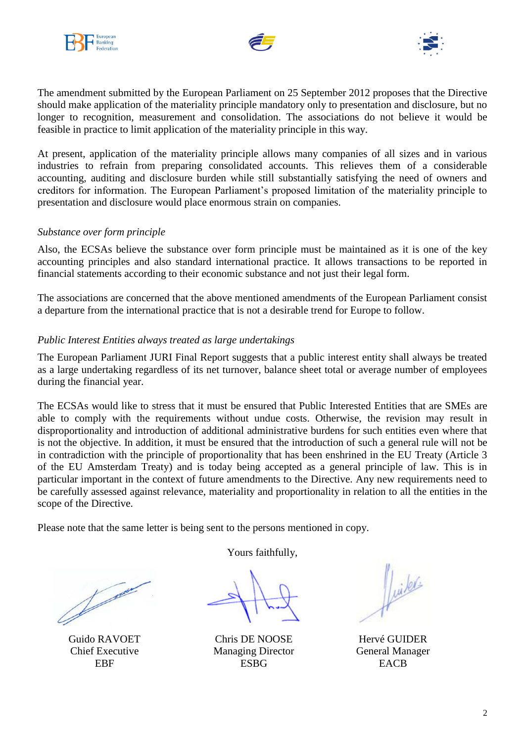The amendment submitted by the European Parliament on 25 September 2012 proposes that the Directive should make application of the materiality principle mandatory only to presentation and disclosure, but no longer to recognition, measurement and consolidation. The associations do not believe it would be feasible in practice to limit application of the materiality principle in this way.

At present, application of the materiality principle allows many companies of all sizes and in various industries to refrain from preparing consolidated accounts. This relieves them of a considerable accounting, auditing and disclosure burden while still substantially satisfying the need of owners and creditors for information. The European Parliament's proposed limitation of the materiality principle to presentation and disclosure would place enormous strain on companies.

*Substance over form principle*

Also, the ECSAs believe the substance over form principle must be maintained as it is one of the key accounting principles and also standard international practice. It allows transactions to be reported in financial statements according to their economic substance and not just their legal form.

The associations are concerned that the above mentioned amendments of the European Parliament consist a departure from the international practice that is not a desirable trend for Europe to follow.

*Public Interest Entities always treated as large undertakings*

The European Parliament JURI Final Report suggests that a public interest entity shall always be treated as a large undertaking regardless of its net turnover, balance sheet total or average number of employees during the financial year.

The ECSAs would like to stress that it must be ensured that Public Interested Entities that are SMEs are able to comply with the requirements without undue costs. Otherwise, the revision may result in disproportionality and introduction of additional administrative burdens for such entities even where that is not the objective. In addition, it must be ensured that the introduction of such a general rule will not be in contradiction with the principle of proportionality that has been enshrined in the EU Treaty (Article 3 of the EU Amsterdam Treaty) and is today being accepted as a general principle of law. This is in particular important in the context of future amendments to the Directive. Any new requirements need to be carefully assessed against relevance, materiality and proportionality in relation to all the entities in the scope of the Directive.

Please note that the same letter is being sent to the persons mentioned in copy.

Yours faithfully,

| Guido RAVOET | Chris DE NOOSE | Hervé GUIDER |
|---|---|---|
| Chief Executive | Managing Director | General Manager |
| EBF | ESBG | EACB |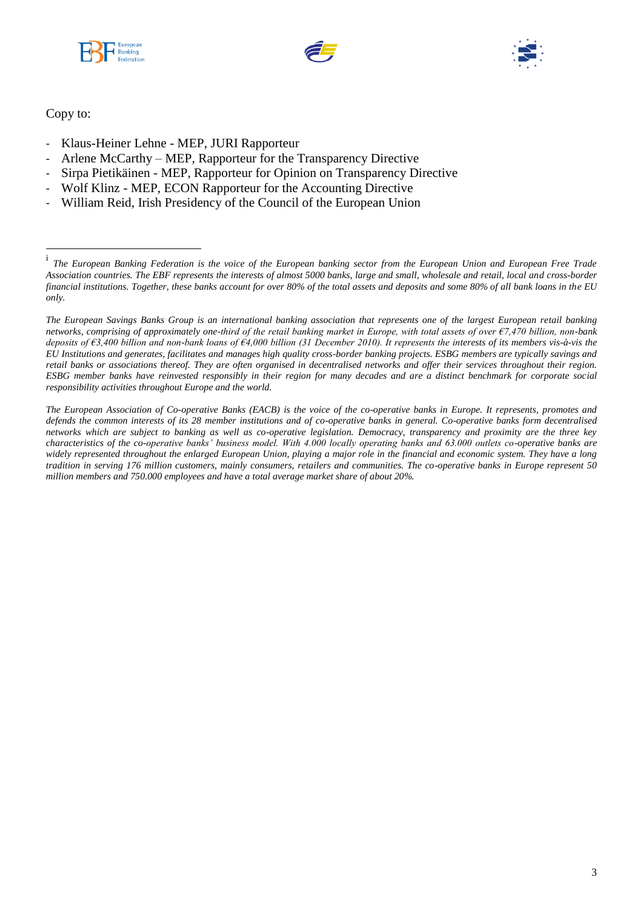Copy to:

- Klaus-Heiner Lehne - MEP, JURI Rapporteur
- Arlene McCarthy – MEP, Rapporteur for the Transparency Directive
- Sirpa Pietikäinen - MEP, Rapporteur for Opinion on Transparency Directive
- Wolf Klinz - MEP, ECON Rapporteur for the Accounting Directive
- William Reid, Irish Presidency of the Council of the European Union

---

[i] *The European Banking Federation is the voice of the European banking sector from the European Union and European Free Trade Association countries. The EBF represents the interests of almost 5000 banks, large and small, wholesale and retail, local and cross-border financial institutions. Together, these banks account for over 80% of the total assets and deposits and some 80% of all bank loans in the EU only.*

*The European Savings Banks Group is an international banking association that represents one of the largest European retail banking networks, comprising of approximately one-third of the retail banking market in Europe, with total assets of over €7,470 billion, non-bank deposits of €3,400 billion and non-bank loans of €4,000 billion (31 December 2010). It represents the interests of its members vis-à-vis the EU Institutions and generates, facilitates and manages high quality cross-border banking projects. ESBG members are typically savings and retail banks or associations thereof. They are often organised in decentralised networks and offer their services throughout their region. ESBG member banks have reinvested responsibly in their region for many decades and are a distinct benchmark for corporate social responsibility activities throughout Europe and the world.*

*The European Association of Co-operative Banks (EACB) is the voice of the co-operative banks in Europe. It represents, promotes and defends the common interests of its 28 member institutions and of co-operative banks in general. Co-operative banks form decentralised networks which are subject to banking as well as co-operative legislation. Democracy, transparency and proximity are the three key characteristics of the co-operative banks' business model. With 4.000 locally operating banks and 63.000 outlets co-operative banks are widely represented throughout the enlarged European Union, playing a major role in the financial and economic system. They have a long tradition in serving 176 million customers, mainly consumers, retailers and communities. The co-operative banks in Europe represent 50 million members and 750.000 employees and have a total average market share of about 20%.*